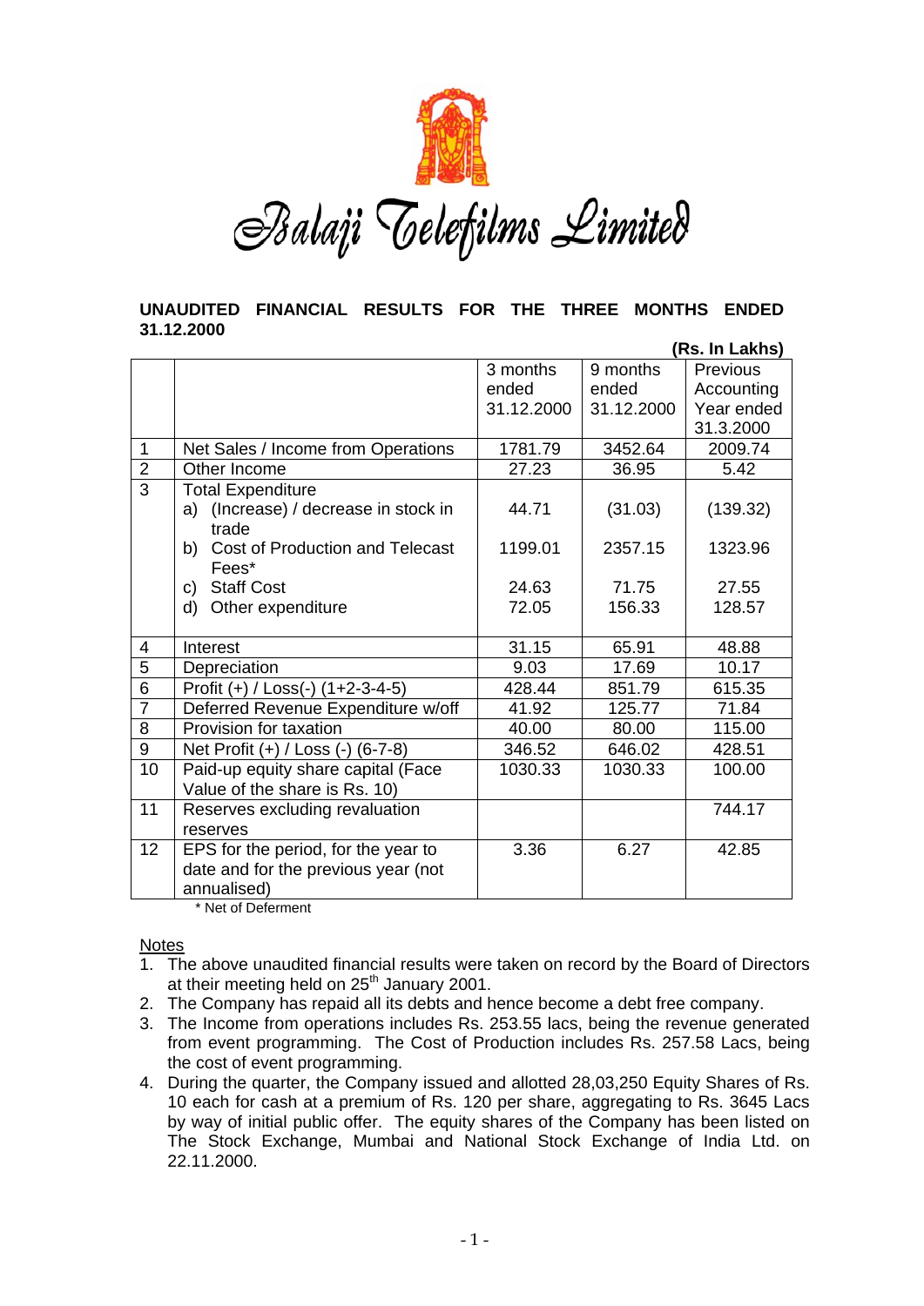# Balaji Telefilms Limited

## UNAUDITED FINANCIAL RESULTS FOR THE THREE MONTHS ENDED 31.12.2000

**(Rs. In Lakhs)**

| | | 3 months ended 31.12.2000 | 9 months ended 31.12.2000 | Previous Accounting Year ended 31.3.2000 |
|---|---|---|---|---|
| 1 | Net Sales / Income from Operations | 1781.79 | 3452.64 | 2009.74 |
| 2 | Other Income | 27.23 | 36.95 | 5.42 |
| 3 | Total Expenditure | | | |
| | a) (Increase) / decrease in stock in trade | 44.71 | (31.03) | (139.32) |
| | b) Cost of Production and Telecast Fees* | 1199.01 | 2357.15 | 1323.96 |
| | c) Staff Cost | 24.63 | 71.75 | 27.55 |
| | d) Other expenditure | 72.05 | 156.33 | 128.57 |
| 4 | Interest | 31.15 | 65.91 | 48.88 |
| 5 | Depreciation | 9.03 | 17.69 | 10.17 |
| 6 | Profit (+) / Loss(-) (1+2-3-4-5) | 428.44 | 851.79 | 615.35 |
| 7 | Deferred Revenue Expenditure w/off | 41.92 | 125.77 | 71.84 |
| 8 | Provision for taxation | 40.00 | 80.00 | 115.00 |
| 9 | Net Profit (+) / Loss (-) (6-7-8) | 346.52 | 646.02 | 428.51 |
| 10 | Paid-up equity share capital (Face Value of the share is Rs. 10) | 1030.33 | 1030.33 | 100.00 |
| 11 | Reserves excluding revaluation reserves | | | 744.17 |
| 12 | EPS for the period, for the year to date and for the previous year (not annualised) | 3.36 | 6.27 | 42.85 |

\* Net of Deferment

Notes

1. The above unaudited financial results were taken on record by the Board of Directors at their meeting held on 25th January 2001.
2. The Company has repaid all its debts and hence become a debt free company.
3. The Income from operations includes Rs. 253.55 lacs, being the revenue generated from event programming. The Cost of Production includes Rs. 257.58 Lacs, being the cost of event programming.
4. During the quarter, the Company issued and allotted 28,03,250 Equity Shares of Rs. 10 each for cash at a premium of Rs. 120 per share, aggregating to Rs. 3645 Lacs by way of initial public offer. The equity shares of the Company has been listed on The Stock Exchange, Mumbai and National Stock Exchange of India Ltd. on 22.11.2000.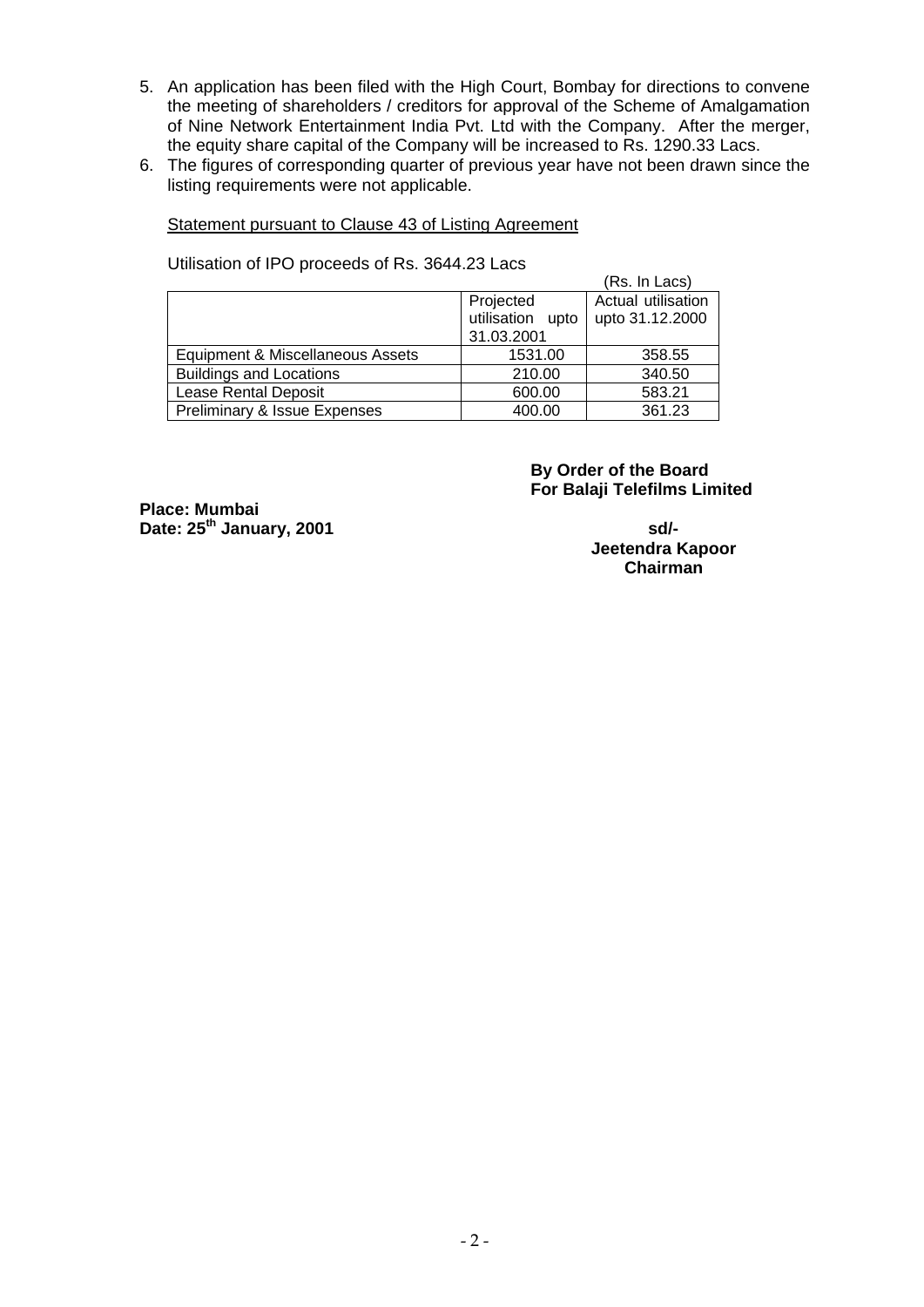5. An application has been filed with the High Court, Bombay for directions to convene the meeting of shareholders / creditors for approval of the Scheme of Amalgamation of Nine Network Entertainment India Pvt. Ltd with the Company. After the merger, the equity share capital of the Company will be increased to Rs. 1290.33 Lacs.
6. The figures of corresponding quarter of previous year have not been drawn since the listing requirements were not applicable.

<u>Statement pursuant to Clause 43 of Listing Agreement</u>

Utilisation of IPO proceeds of Rs. 3644.23 Lacs

(Rs. In Lacs)

| | Projected utilisation upto 31.03.2001 | Actual utilisation upto 31.12.2000 |
|---|---|---|
| Equipment & Miscellaneous Assets | 1531.00 | 358.55 |
| Buildings and Locations | 210.00 | 340.50 |
| Lease Rental Deposit | 600.00 | 583.21 |
| Preliminary & Issue Expenses | 400.00 | 361.23 |

**By Order of the Board**
**For Balaji Telefilms Limited**

**Place: Mumbai**
**Date: 25th January, 2001**

**sd/-**
**Jeetendra Kapoor**
**Chairman**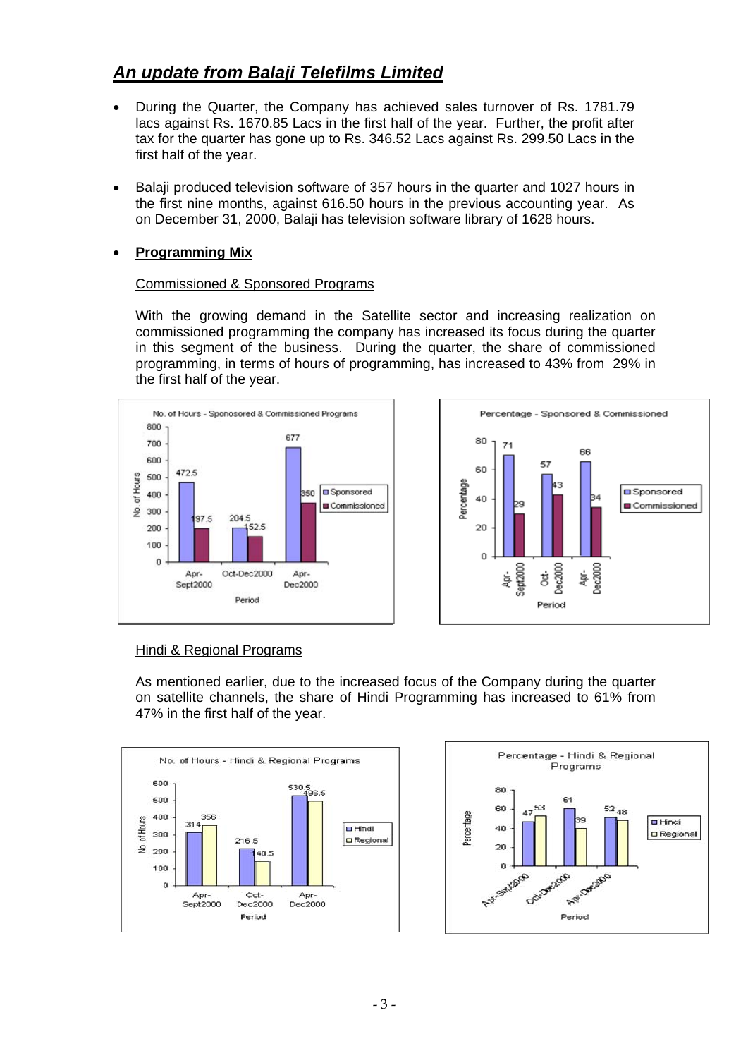## *An update from Balaji Telefilms Limited*

- During the Quarter, the Company has achieved sales turnover of Rs. 1781.79 lacs against Rs. 1670.85 Lacs in the first half of the year. Further, the profit after tax for the quarter has gone up to Rs. 346.52 Lacs against Rs. 299.50 Lacs in the first half of the year.

- Balaji produced television software of 357 hours in the quarter and 1027 hours in the first nine months, against 616.50 hours in the previous accounting year. As on December 31, 2000, Balaji has television software library of 1628 hours.

- **Programming Mix**

  Commissioned & Sponsored Programs

  With the growing demand in the Satellite sector and increasing realization on commissioned programming the company has increased its focus during the quarter in this segment of the business. During the quarter, the share of commissioned programming, in terms of hours of programming, has increased to 43% from 29% in the first half of the year.

  Hindi & Regional Programs

  As mentioned earlier, due to the increased focus of the Company during the quarter on satellite channels, the share of Hindi Programming has increased to 61% from 47% in the first half of the year.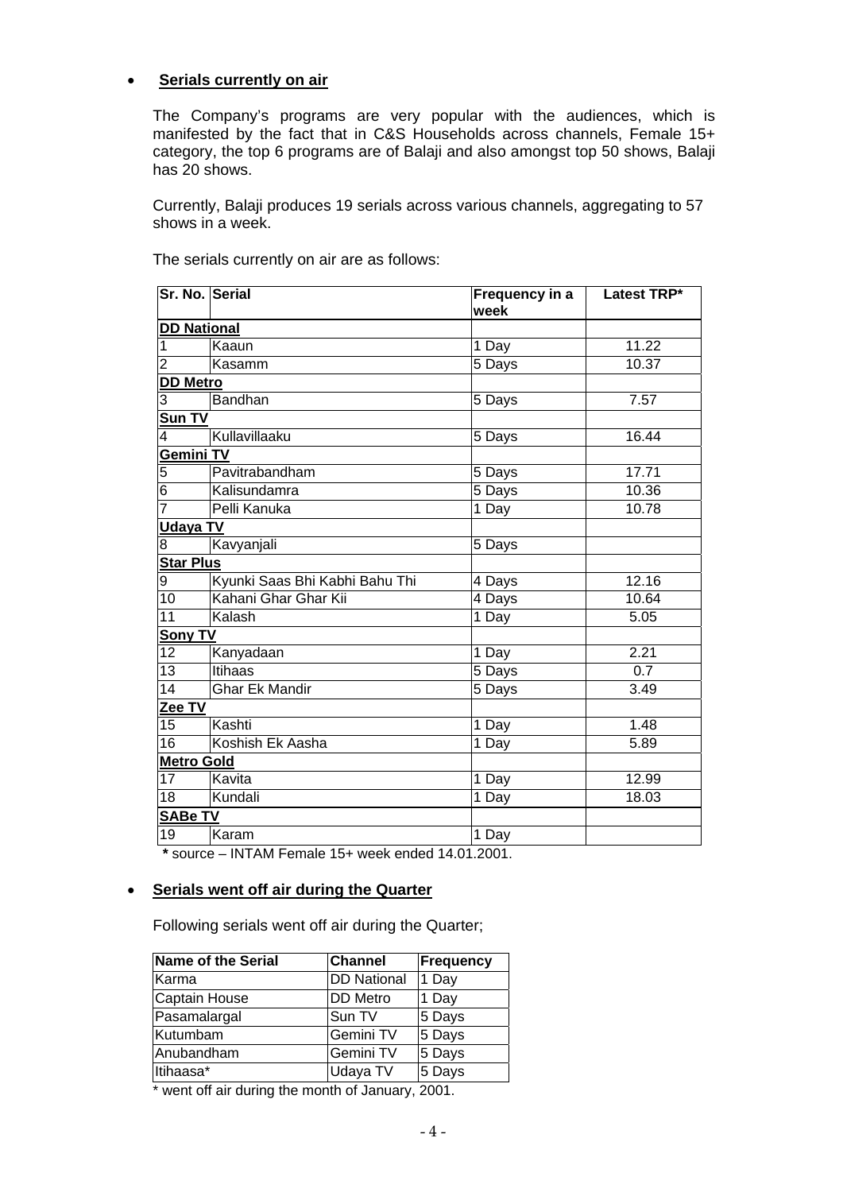- **Serials currently on air**

  The Company's programs are very popular with the audiences, which is manifested by the fact that in C&S Households across channels, Female 15+ category, the top 6 programs are of Balaji and also amongst top 50 shows, Balaji has 20 shows.

  Currently, Balaji produces 19 serials across various channels, aggregating to 57 shows in a week.

  The serials currently on air are as follows:

| Sr. No. | Serial | Frequency in a week | Latest TRP* |
|---|---|---|---|
| **DD National** | | | |
| 1 | Kaaun | 1 Day | 11.22 |
| 2 | Kasamm | 5 Days | 10.37 |
| **DD Metro** | | | |
| 3 | Bandhan | 5 Days | 7.57 |
| **Sun TV** | | | |
| 4 | Kullavillaaku | 5 Days | 16.44 |
| **Gemini TV** | | | |
| 5 | Pavitrabandham | 5 Days | 17.71 |
| 6 | Kalisundamra | 5 Days | 10.36 |
| 7 | Pelli Kanuka | 1 Day | 10.78 |
| **Udaya TV** | | | |
| 8 | Kavyanjali | 5 Days | |
| **Star Plus** | | | |
| 9 | Kyunki Saas Bhi Kabhi Bahu Thi | 4 Days | 12.16 |
| 10 | Kahani Ghar Ghar Kii | 4 Days | 10.64 |
| 11 | Kalash | 1 Day | 5.05 |
| **Sony TV** | | | |
| 12 | Kanyadaan | 1 Day | 2.21 |
| 13 | Itihaas | 5 Days | 0.7 |
| 14 | Ghar Ek Mandir | 5 Days | 3.49 |
| **Zee TV** | | | |
| 15 | Kashti | 1 Day | 1.48 |
| 16 | Koshish Ek Aasha | 1 Day | 5.89 |
| **Metro Gold** | | | |
| 17 | Kavita | 1 Day | 12.99 |
| 18 | Kundali | 1 Day | 18.03 |
| **SABe TV** | | | |
| 19 | Karam | 1 Day | |

  **\*** source – INTAM Female 15+ week ended 14.01.2001.

- **Serials went off air during the Quarter**

  Following serials went off air during the Quarter;

| Name of the Serial | Channel | Frequency |
|---|---|---|
| Karma | DD National | 1 Day |
| Captain House | DD Metro | 1 Day |
| Pasamalargal | Sun TV | 5 Days |
| Kutumbam | Gemini TV | 5 Days |
| Anubandham | Gemini TV | 5 Days |
| Itihaasa* | Udaya TV | 5 Days |

  \* went off air during the month of January, 2001.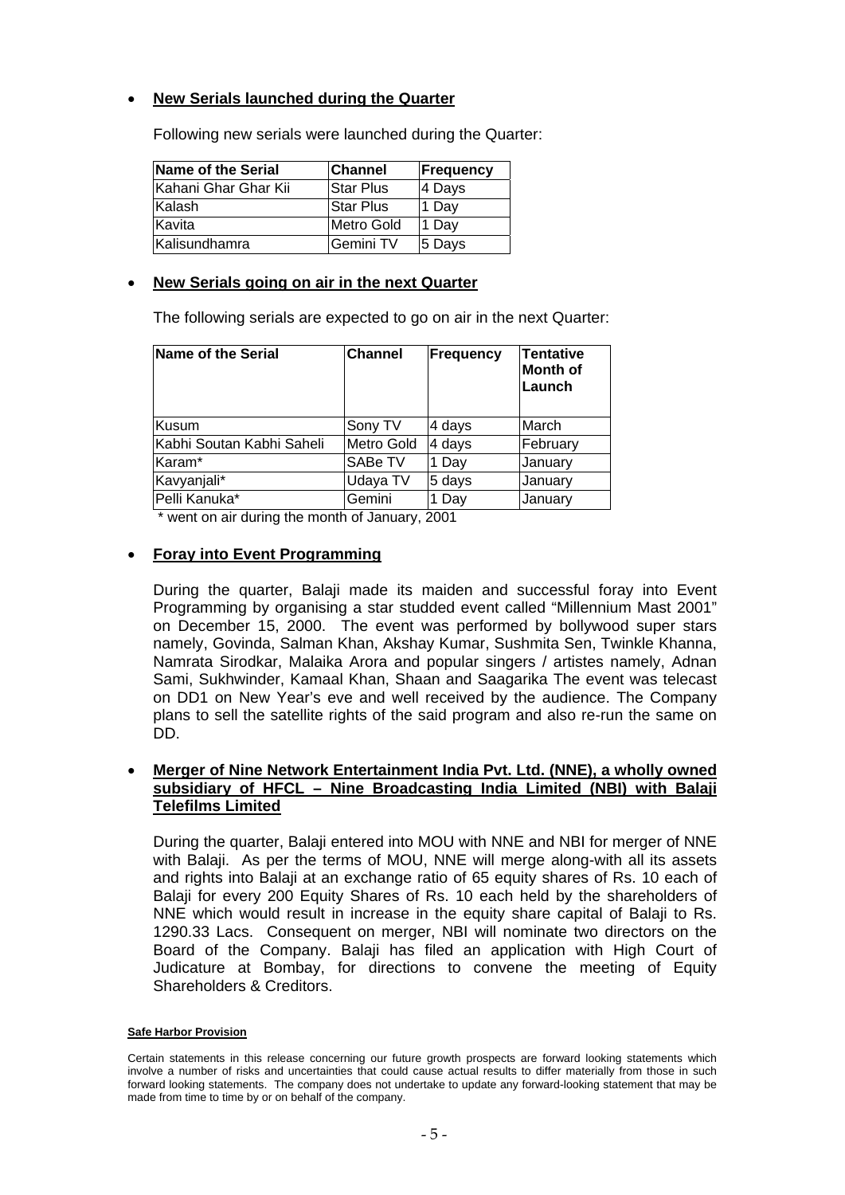- **New Serials launched during the Quarter**

  Following new serials were launched during the Quarter:

| Name of the Serial | Channel | Frequency |
|---|---|---|
| Kahani Ghar Ghar Kii | Star Plus | 4 Days |
| Kalash | Star Plus | 1 Day |
| Kavita | Metro Gold | 1 Day |
| Kalisundhamra | Gemini TV | 5 Days |

- **New Serials going on air in the next Quarter**

  The following serials are expected to go on air in the next Quarter:

| Name of the Serial | Channel | Frequency | Tentative Month of Launch |
|---|---|---|---|
| Kusum | Sony TV | 4 days | March |
| Kabhi Soutan Kabhi Saheli | Metro Gold | 4 days | February |
| Karam* | SABe TV | 1 Day | January |
| Kavyanjali* | Udaya TV | 5 days | January |
| Pelli Kanuka* | Gemini | 1 Day | January |

\* went on air during the month of January, 2001

- **Foray into Event Programming**

  During the quarter, Balaji made its maiden and successful foray into Event Programming by organising a star studded event called "Millennium Mast 2001" on December 15, 2000. The event was performed by bollywood super stars namely, Govinda, Salman Khan, Akshay Kumar, Sushmita Sen, Twinkle Khanna, Namrata Sirodkar, Malaika Arora and popular singers / artistes namely, Adnan Sami, Sukhwinder, Kamaal Khan, Shaan and Saagarika The event was telecast on DD1 on New Year's eve and well received by the audience. The Company plans to sell the satellite rights of the said program and also re-run the same on DD.

- **Merger of Nine Network Entertainment India Pvt. Ltd. (NNE), a wholly owned subsidiary of HFCL – Nine Broadcasting India Limited (NBI) with Balaji Telefilms Limited**

  During the quarter, Balaji entered into MOU with NNE and NBI for merger of NNE with Balaji. As per the terms of MOU, NNE will merge along-with all its assets and rights into Balaji at an exchange ratio of 65 equity shares of Rs. 10 each of Balaji for every 200 Equity Shares of Rs. 10 each held by the shareholders of NNE which would result in increase in the equity share capital of Balaji to Rs. 1290.33 Lacs. Consequent on merger, NBI will nominate two directors on the Board of the Company. Balaji has filed an application with High Court of Judicature at Bombay, for directions to convene the meeting of Equity Shareholders & Creditors.

**Safe Harbor Provision**

Certain statements in this release concerning our future growth prospects are forward looking statements which involve a number of risks and uncertainties that could cause actual results to differ materially from those in such forward looking statements. The company does not undertake to update any forward-looking statement that may be made from time to time by or on behalf of the company.